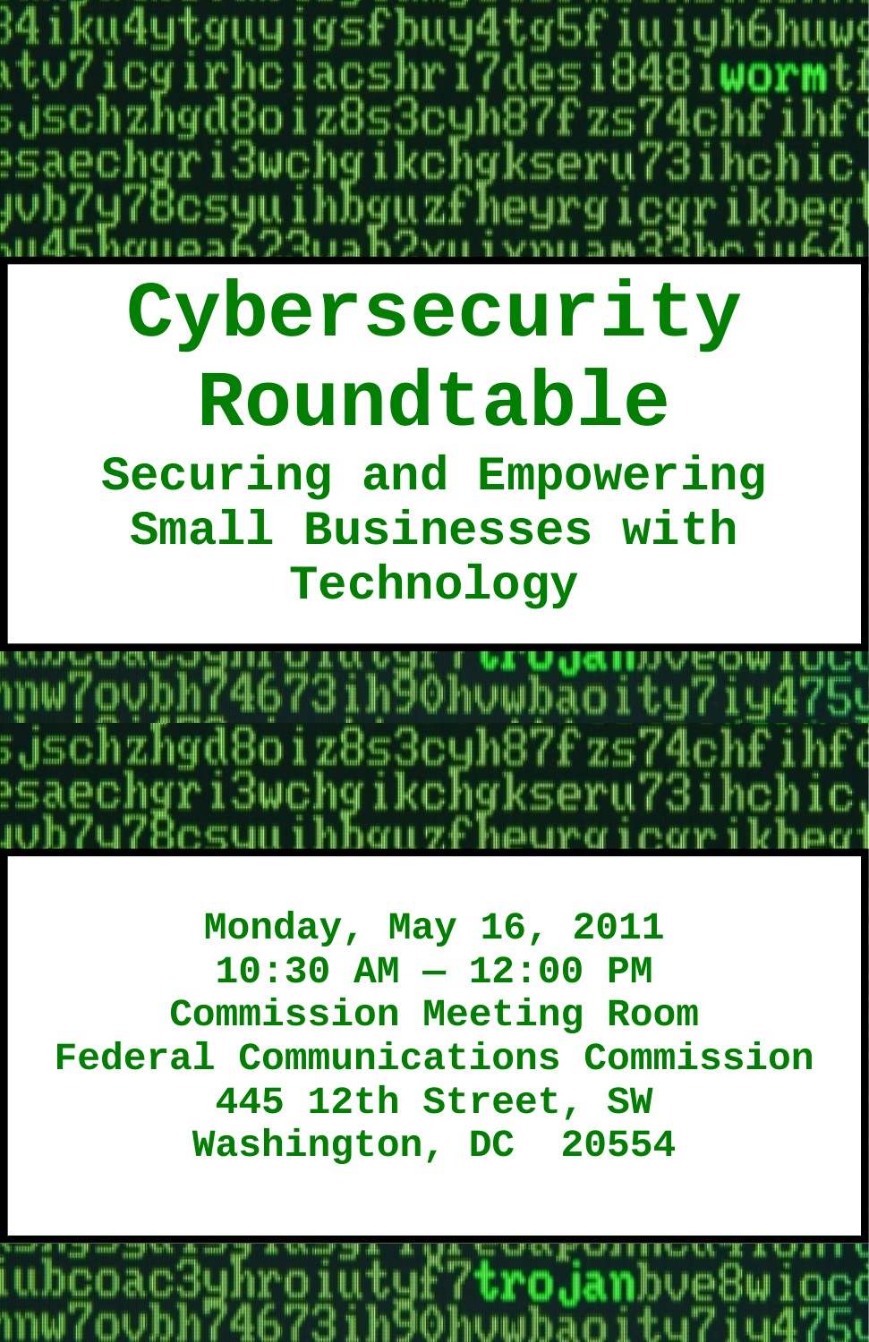# Cybersecurity Roundtable

## Securing and Empowering Small Businesses with Technology

**Monday, May 16, 2011**
**10:30 AM — 12:00 PM**
**Commission Meeting Room**
**Federal Communications Commission**
**445 12th Street, SW**
**Washington, DC 20554**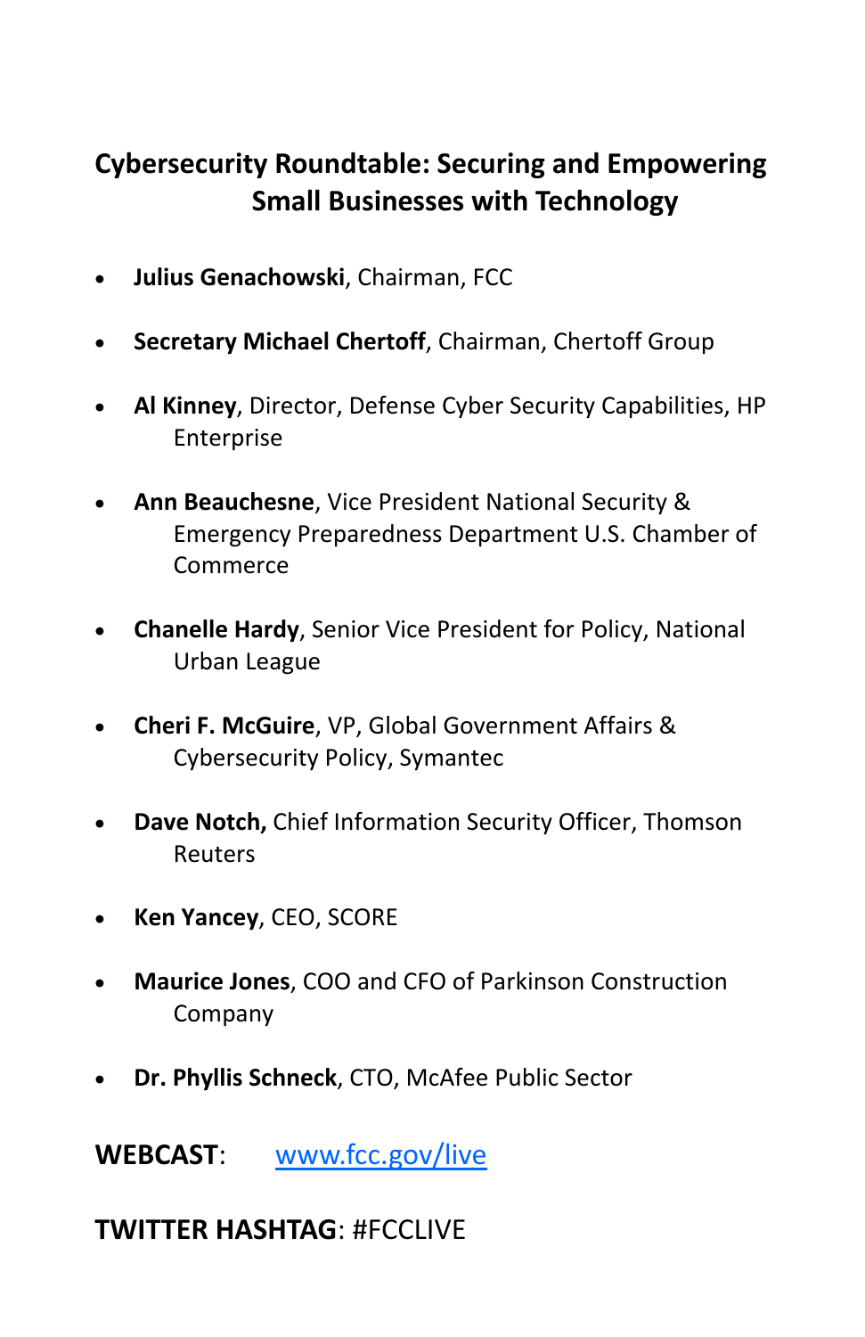## Cybersecurity Roundtable: Securing and Empowering Small Businesses with Technology

- **Julius Genachowski**, Chairman, FCC
- **Secretary Michael Chertoff**, Chairman, Chertoff Group
- **Al Kinney**, Director, Defense Cyber Security Capabilities, HP Enterprise
- **Ann Beauchesne**, Vice President National Security & Emergency Preparedness Department U.S. Chamber of Commerce
- **Chanelle Hardy**, Senior Vice President for Policy, National Urban League
- **Cheri F. McGuire**, VP, Global Government Affairs & Cybersecurity Policy, Symantec
- **Dave Notch,** Chief Information Security Officer, Thomson Reuters
- **Ken Yancey**, CEO, SCORE
- **Maurice Jones**, COO and CFO of Parkinson Construction Company
- **Dr. Phyllis Schneck**, CTO, McAfee Public Sector

**WEBCAST**: www.fcc.gov/live

**TWITTER HASHTAG**: #FCCLIVE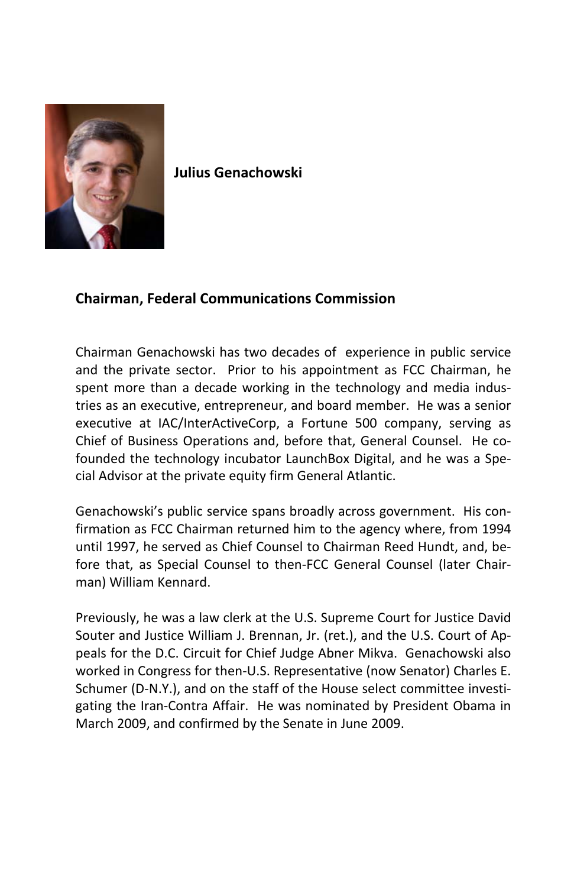**Julius Genachowski**

## Chairman, Federal Communications Commission

Chairman Genachowski has two decades of experience in public service and the private sector. Prior to his appointment as FCC Chairman, he spent more than a decade working in the technology and media industries as an executive, entrepreneur, and board member. He was a senior executive at IAC/InterActiveCorp, a Fortune 500 company, serving as Chief of Business Operations and, before that, General Counsel. He co-founded the technology incubator LaunchBox Digital, and he was a Special Advisor at the private equity firm General Atlantic.

Genachowski's public service spans broadly across government. His confirmation as FCC Chairman returned him to the agency where, from 1994 until 1997, he served as Chief Counsel to Chairman Reed Hundt, and, before that, as Special Counsel to then-FCC General Counsel (later Chairman) William Kennard.

Previously, he was a law clerk at the U.S. Supreme Court for Justice David Souter and Justice William J. Brennan, Jr. (ret.), and the U.S. Court of Appeals for the D.C. Circuit for Chief Judge Abner Mikva. Genachowski also worked in Congress for then-U.S. Representative (now Senator) Charles E. Schumer (D-N.Y.), and on the staff of the House select committee investigating the Iran-Contra Affair. He was nominated by President Obama in March 2009, and confirmed by the Senate in June 2009.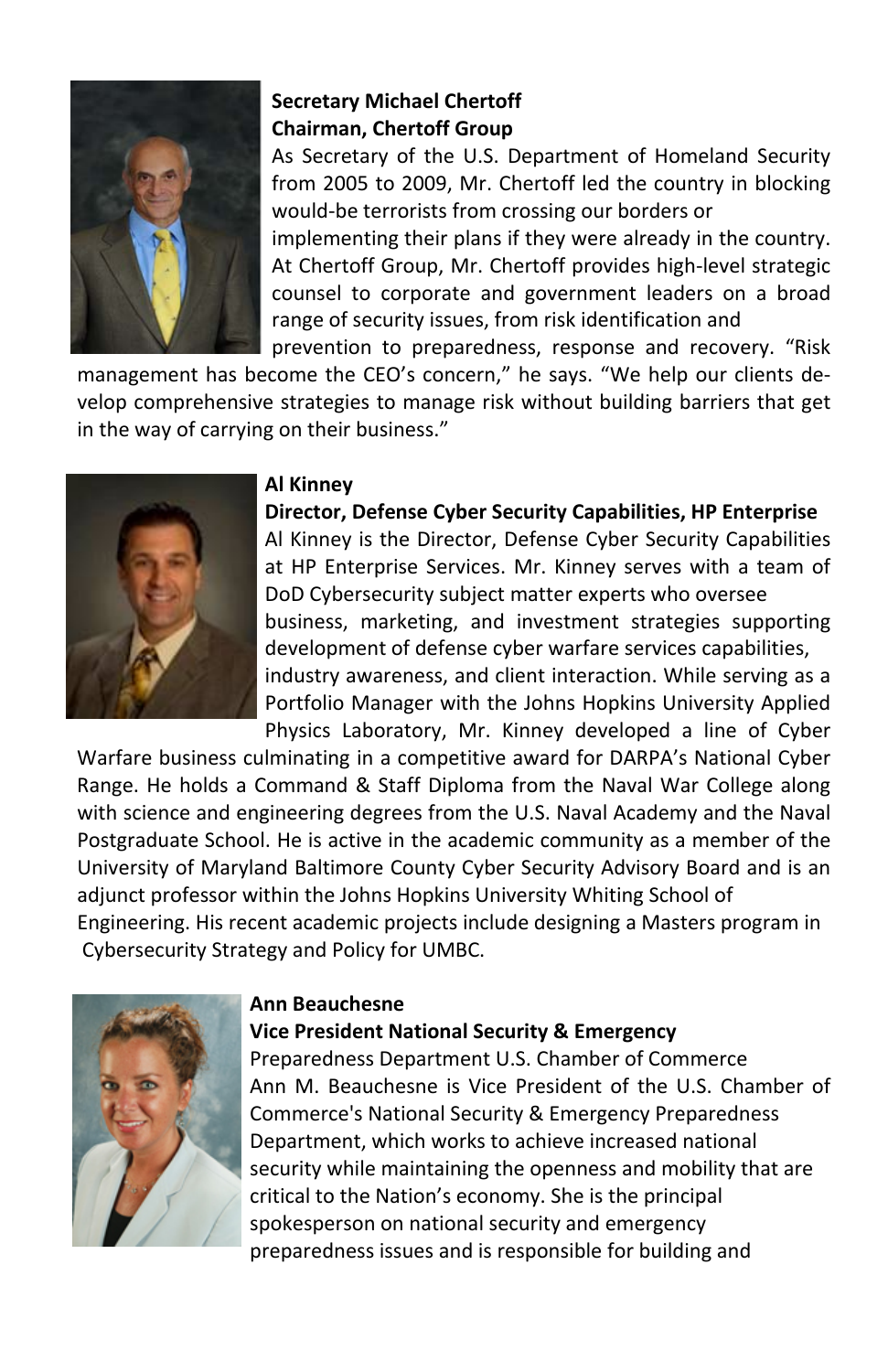**Secretary Michael Chertoff**
**Chairman, Chertoff Group**

As Secretary of the U.S. Department of Homeland Security from 2005 to 2009, Mr. Chertoff led the country in blocking would-be terrorists from crossing our borders or implementing their plans if they were already in the country. At Chertoff Group, Mr. Chertoff provides high-level strategic counsel to corporate and government leaders on a broad range of security issues, from risk identification and prevention to preparedness, response and recovery. "Risk management has become the CEO's concern," he says. "We help our clients develop comprehensive strategies to manage risk without building barriers that get in the way of carrying on their business."

**Al Kinney**
**Director, Defense Cyber Security Capabilities, HP Enterprise**

Al Kinney is the Director, Defense Cyber Security Capabilities at HP Enterprise Services. Mr. Kinney serves with a team of DoD Cybersecurity subject matter experts who oversee business, marketing, and investment strategies supporting development of defense cyber warfare services capabilities, industry awareness, and client interaction. While serving as a Portfolio Manager with the Johns Hopkins University Applied Physics Laboratory, Mr. Kinney developed a line of Cyber Warfare business culminating in a competitive award for DARPA's National Cyber Range. He holds a Command & Staff Diploma from the Naval War College along with science and engineering degrees from the U.S. Naval Academy and the Naval Postgraduate School. He is active in the academic community as a member of the University of Maryland Baltimore County Cyber Security Advisory Board and is an adjunct professor within the Johns Hopkins University Whiting School of Engineering. His recent academic projects include designing a Masters program in Cybersecurity Strategy and Policy for UMBC.

**Ann Beauchesne**
**Vice President National Security & Emergency**

Preparedness Department U.S. Chamber of Commerce

Ann M. Beauchesne is Vice President of the U.S. Chamber of Commerce's National Security & Emergency Preparedness Department, which works to achieve increased national security while maintaining the openness and mobility that are critical to the Nation's economy. She is the principal spokesperson on national security and emergency preparedness issues and is responsible for building and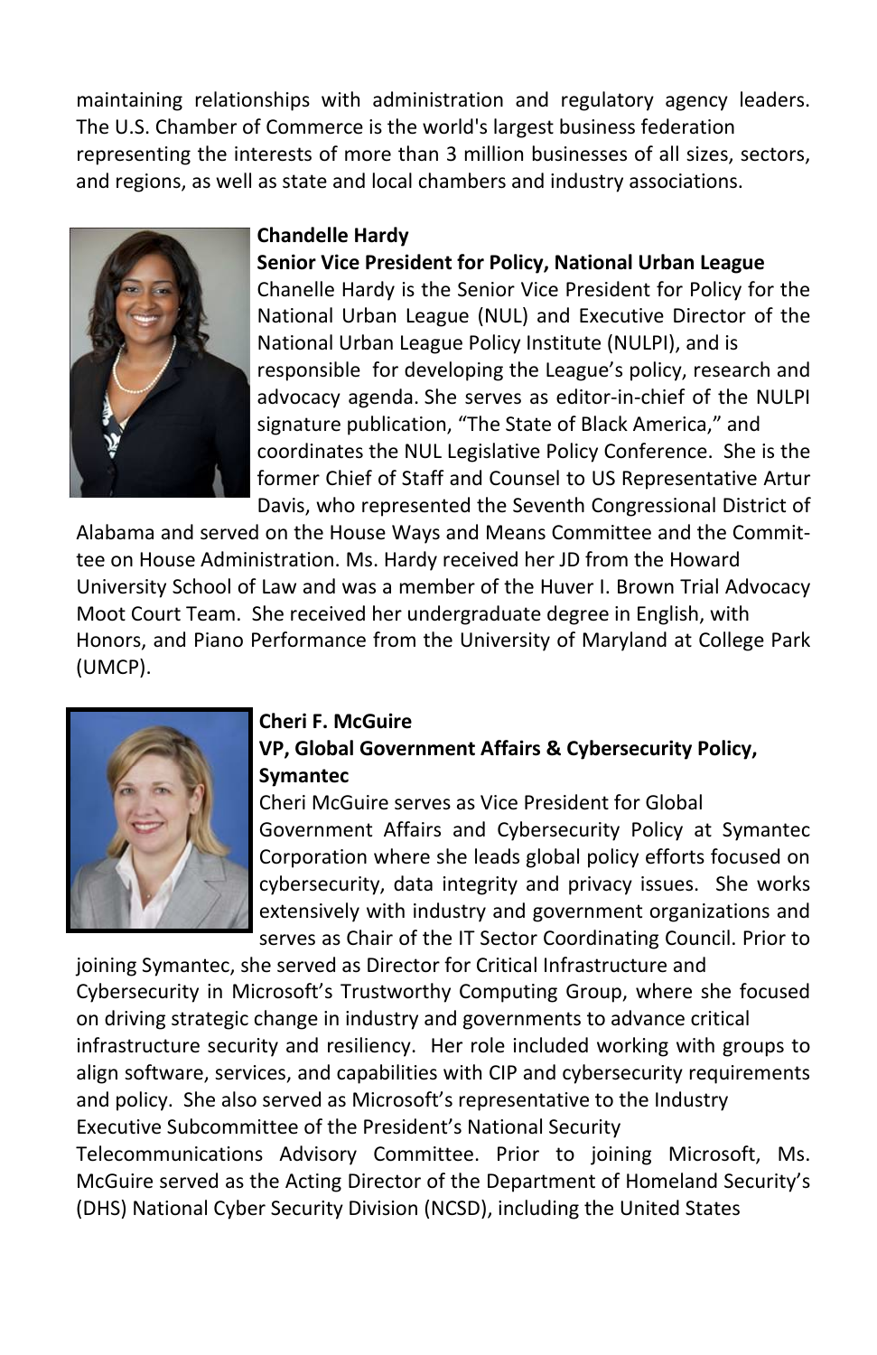maintaining relationships with administration and regulatory agency leaders. The U.S. Chamber of Commerce is the world's largest business federation representing the interests of more than 3 million businesses of all sizes, sectors, and regions, as well as state and local chambers and industry associations.

**Chandelle Hardy**
**Senior Vice President for Policy, National Urban League**

Chanelle Hardy is the Senior Vice President for Policy for the National Urban League (NUL) and Executive Director of the National Urban League Policy Institute (NULPI), and is responsible for developing the League's policy, research and advocacy agenda. She serves as editor-in-chief of the NULPI signature publication, "The State of Black America," and coordinates the NUL Legislative Policy Conference. She is the former Chief of Staff and Counsel to US Representative Artur Davis, who represented the Seventh Congressional District of Alabama and served on the House Ways and Means Committee and the Committee on House Administration. Ms. Hardy received her JD from the Howard University School of Law and was a member of the Huver I. Brown Trial Advocacy Moot Court Team. She received her undergraduate degree in English, with Honors, and Piano Performance from the University of Maryland at College Park (UMCP).

**Cheri F. McGuire**
**VP, Global Government Affairs & Cybersecurity Policy, Symantec**

Cheri McGuire serves as Vice President for Global Government Affairs and Cybersecurity Policy at Symantec Corporation where she leads global policy efforts focused on cybersecurity, data integrity and privacy issues. She works extensively with industry and government organizations and serves as Chair of the IT Sector Coordinating Council. Prior to joining Symantec, she served as Director for Critical Infrastructure and Cybersecurity in Microsoft's Trustworthy Computing Group, where she focused on driving strategic change in industry and governments to advance critical infrastructure security and resiliency. Her role included working with groups to align software, services, and capabilities with CIP and cybersecurity requirements and policy. She also served as Microsoft's representative to the Industry Executive Subcommittee of the President's National Security Telecommunications Advisory Committee. Prior to joining Microsoft, Ms. McGuire served as the Acting Director of the Department of Homeland Security's (DHS) National Cyber Security Division (NCSD), including the United States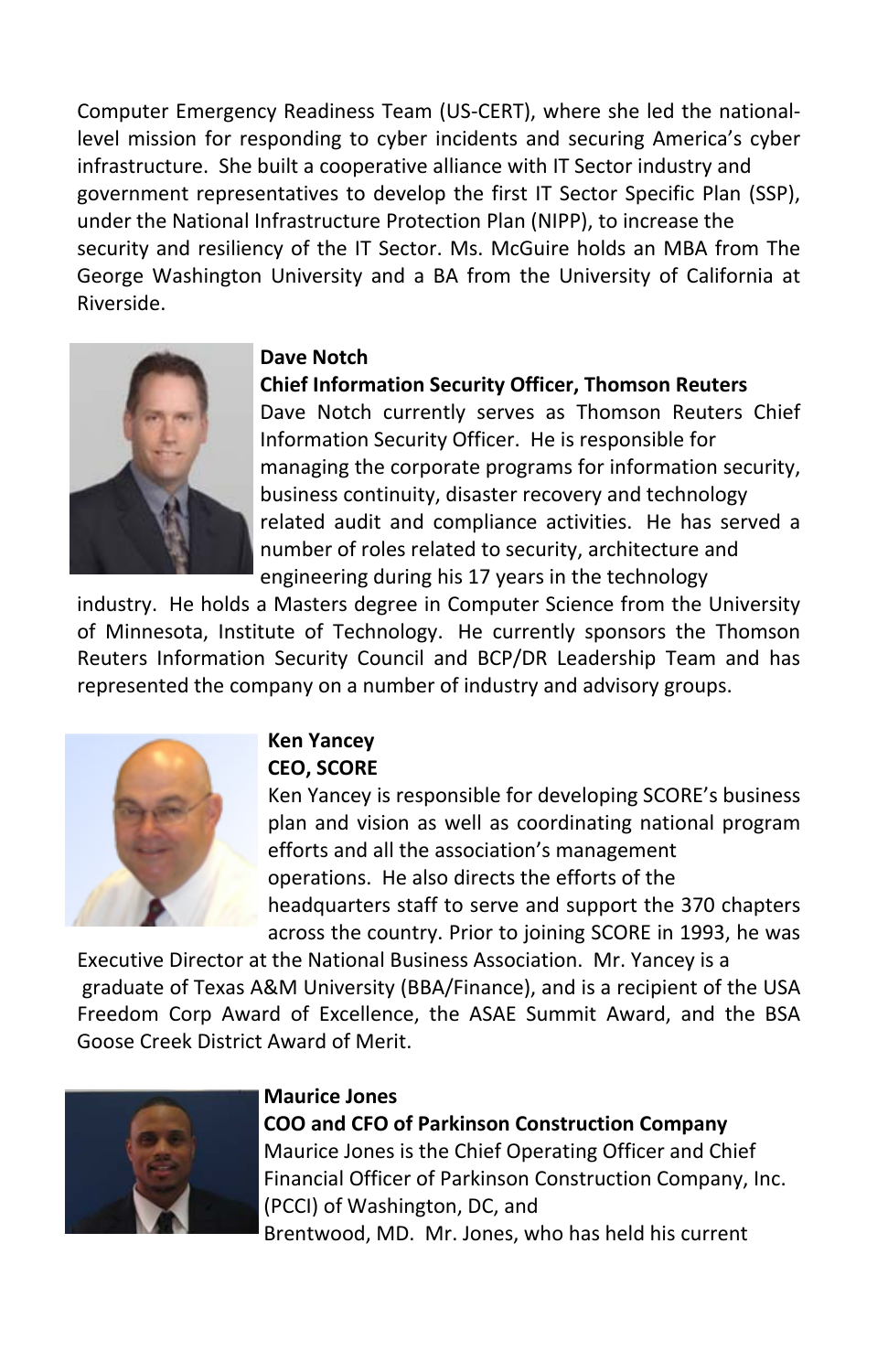Computer Emergency Readiness Team (US-CERT), where she led the national-level mission for responding to cyber incidents and securing America's cyber infrastructure. She built a cooperative alliance with IT Sector industry and government representatives to develop the first IT Sector Specific Plan (SSP), under the National Infrastructure Protection Plan (NIPP), to increase the security and resiliency of the IT Sector. Ms. McGuire holds an MBA from The George Washington University and a BA from the University of California at Riverside.

**Dave Notch**
**Chief Information Security Officer, Thomson Reuters**

Dave Notch currently serves as Thomson Reuters Chief Information Security Officer. He is responsible for managing the corporate programs for information security, business continuity, disaster recovery and technology related audit and compliance activities. He has served a number of roles related to security, architecture and engineering during his 17 years in the technology industry. He holds a Masters degree in Computer Science from the University of Minnesota, Institute of Technology. He currently sponsors the Thomson Reuters Information Security Council and BCP/DR Leadership Team and has represented the company on a number of industry and advisory groups.

**Ken Yancey**
**CEO, SCORE**

Ken Yancey is responsible for developing SCORE's business plan and vision as well as coordinating national program efforts and all the association's management operations. He also directs the efforts of the headquarters staff to serve and support the 370 chapters across the country. Prior to joining SCORE in 1993, he was Executive Director at the National Business Association. Mr. Yancey is a graduate of Texas A&M University (BBA/Finance), and is a recipient of the USA Freedom Corp Award of Excellence, the ASAE Summit Award, and the BSA Goose Creek District Award of Merit.

**Maurice Jones**
**COO and CFO of Parkinson Construction Company**

Maurice Jones is the Chief Operating Officer and Chief Financial Officer of Parkinson Construction Company, Inc. (PCCI) of Washington, DC, and Brentwood, MD. Mr. Jones, who has held his current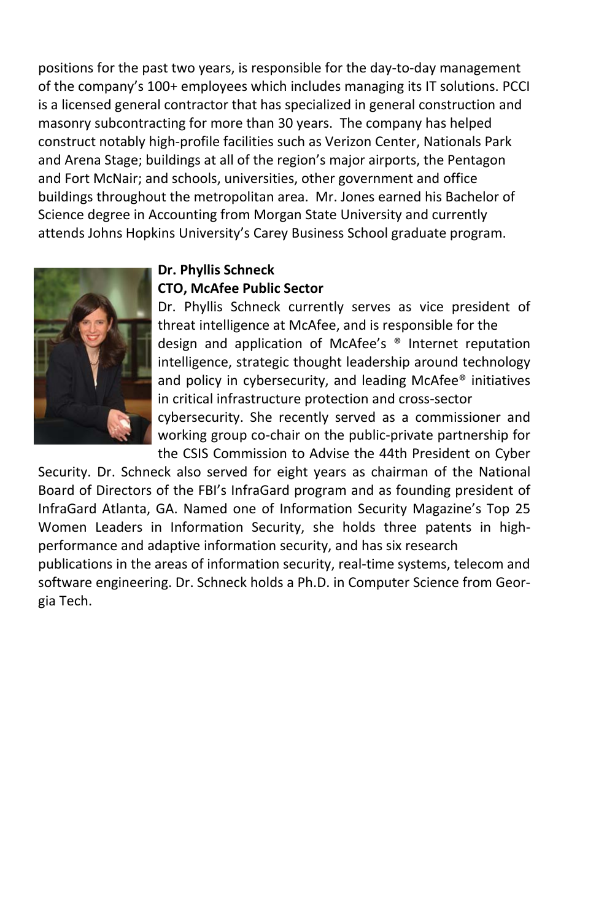positions for the past two years, is responsible for the day-to-day management of the company's 100+ employees which includes managing its IT solutions. PCCI is a licensed general contractor that has specialized in general construction and masonry subcontracting for more than 30 years. The company has helped construct notably high-profile facilities such as Verizon Center, Nationals Park and Arena Stage; buildings at all of the region's major airports, the Pentagon and Fort McNair; and schools, universities, other government and office buildings throughout the metropolitan area. Mr. Jones earned his Bachelor of Science degree in Accounting from Morgan State University and currently attends Johns Hopkins University's Carey Business School graduate program.

**Dr. Phyllis Schneck**
**CTO, McAfee Public Sector**

Dr. Phyllis Schneck currently serves as vice president of threat intelligence at McAfee, and is responsible for the design and application of McAfee's ® Internet reputation intelligence, strategic thought leadership around technology and policy in cybersecurity, and leading McAfee® initiatives in critical infrastructure protection and cross-sector cybersecurity. She recently served as a commissioner and working group co-chair on the public-private partnership for the CSIS Commission to Advise the 44th President on Cyber Security. Dr. Schneck also served for eight years as chairman of the National Board of Directors of the FBI's InfraGard program and as founding president of InfraGard Atlanta, GA. Named one of Information Security Magazine's Top 25 Women Leaders in Information Security, she holds three patents in high-performance and adaptive information security, and has six research publications in the areas of information security, real-time systems, telecom and software engineering. Dr. Schneck holds a Ph.D. in Computer Science from Georgia Tech.